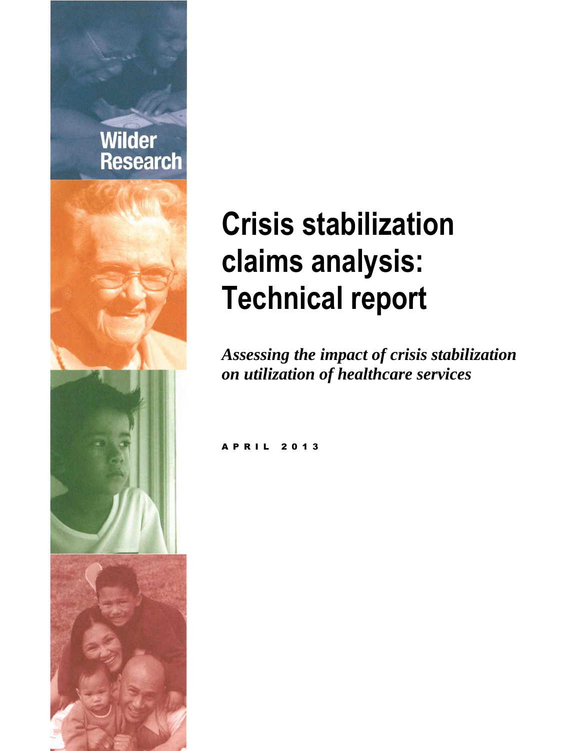Wilder Research

# Crisis stabilization claims analysis: Technical report

*Assessing the impact of crisis stabilization on utilization of healthcare services*

APRIL 2013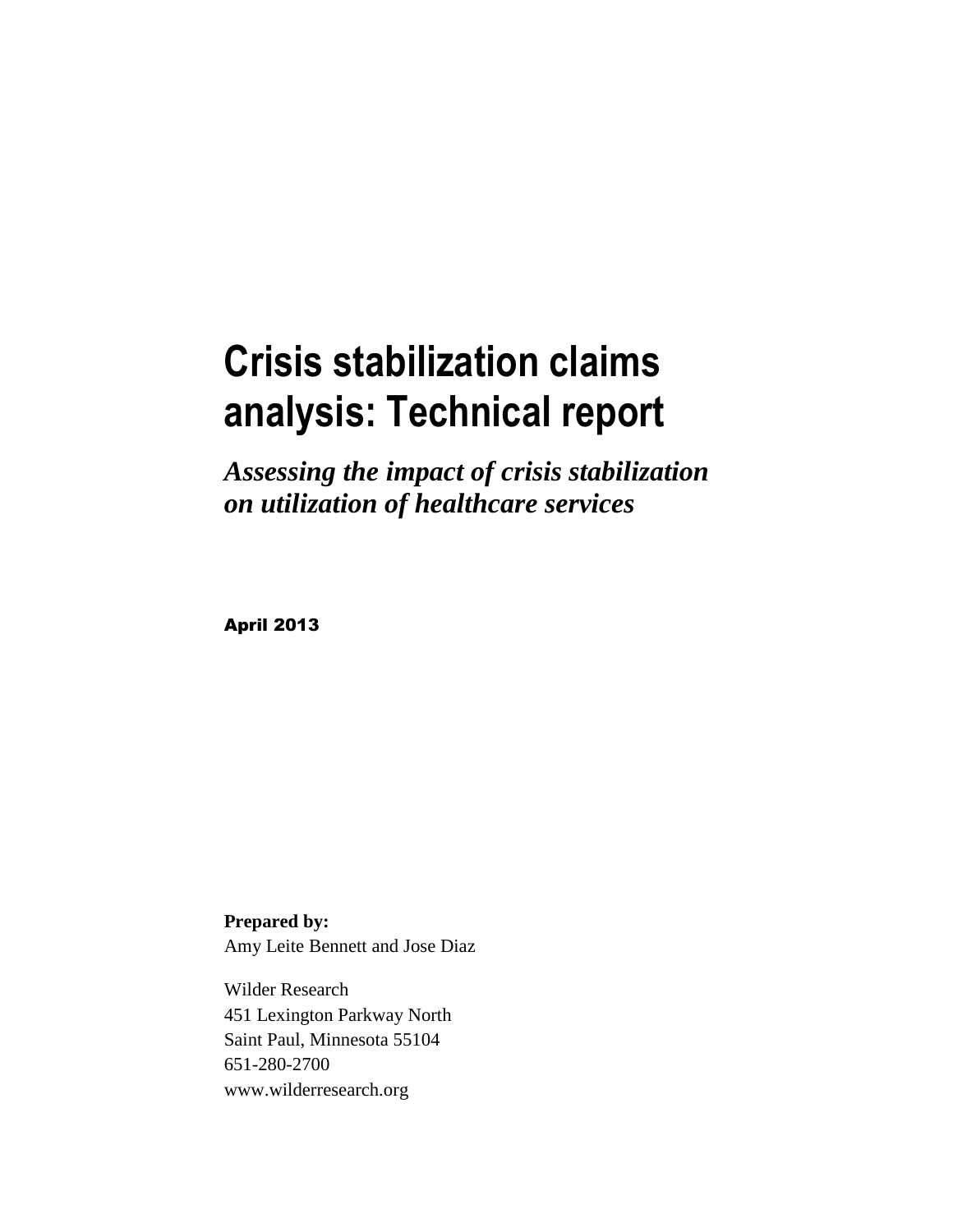# Crisis stabilization claims analysis: Technical report

***Assessing the impact of crisis stabilization on utilization of healthcare services***

**April 2013**

**Prepared by:**
Amy Leite Bennett and Jose Diaz

Wilder Research
451 Lexington Parkway North
Saint Paul, Minnesota 55104
651-280-2700
www.wilderresearch.org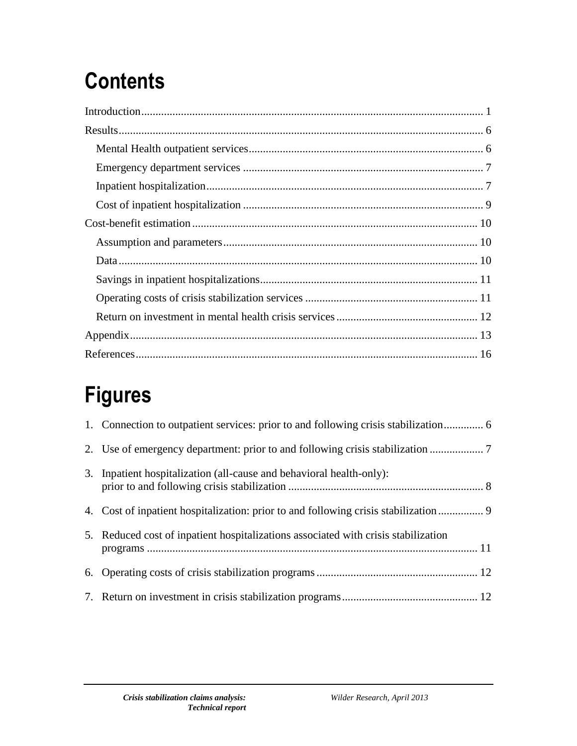# Contents

Introduction ........................................................................................................................ 1

Results ................................................................................................................................ 6

- Mental Health outpatient services .................................................................................. 6
- Emergency department services .................................................................................... 7
- Inpatient hospitalization ................................................................................................. 7
- Cost of inpatient hospitalization .................................................................................... 9

Cost-benefit estimation .................................................................................................... 10

- Assumption and parameters ......................................................................................... 10
- Data .............................................................................................................................. 10
- Savings in inpatient hospitalizations ............................................................................ 11
- Operating costs of crisis stabilization services ............................................................ 11
- Return on investment in mental health crisis services .................................................. 12

Appendix .......................................................................................................................... 13

References ........................................................................................................................ 16

# Figures

1. Connection to outpatient services: prior to and following crisis stabilization ............. 6
2. Use of emergency department: prior to and following crisis stabilization .................. 7
3. Inpatient hospitalization (all-cause and behavioral health-only): prior to and following crisis stabilization ..................................................................... 8
4. Cost of inpatient hospitalization: prior to and following crisis stabilization ................ 9
5. Reduced cost of inpatient hospitalizations associated with crisis stabilization programs .................................................................................................................... 11
6. Operating costs of crisis stabilization programs ......................................................... 12
7. Return on investment in crisis stabilization programs ................................................ 12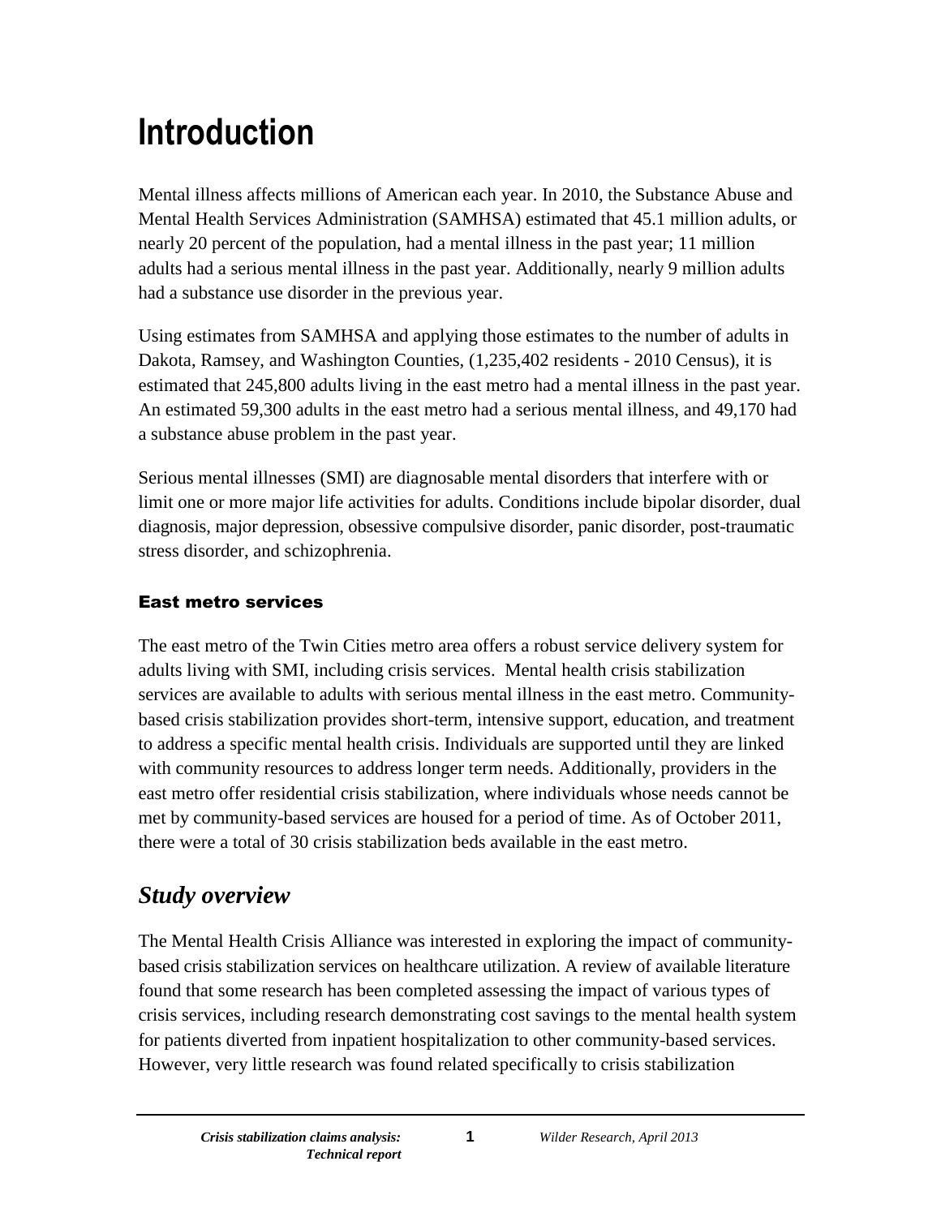# Introduction

Mental illness affects millions of American each year. In 2010, the Substance Abuse and Mental Health Services Administration (SAMHSA) estimated that 45.1 million adults, or nearly 20 percent of the population, had a mental illness in the past year; 11 million adults had a serious mental illness in the past year. Additionally, nearly 9 million adults had a substance use disorder in the previous year.

Using estimates from SAMHSA and applying those estimates to the number of adults in Dakota, Ramsey, and Washington Counties, (1,235,402 residents - 2010 Census), it is estimated that 245,800 adults living in the east metro had a mental illness in the past year. An estimated 59,300 adults in the east metro had a serious mental illness, and 49,170 had a substance abuse problem in the past year.

Serious mental illnesses (SMI) are diagnosable mental disorders that interfere with or limit one or more major life activities for adults. Conditions include bipolar disorder, dual diagnosis, major depression, obsessive compulsive disorder, panic disorder, post-traumatic stress disorder, and schizophrenia.

### East metro services

The east metro of the Twin Cities metro area offers a robust service delivery system for adults living with SMI, including crisis services. Mental health crisis stabilization services are available to adults with serious mental illness in the east metro. Community-based crisis stabilization provides short-term, intensive support, education, and treatment to address a specific mental health crisis. Individuals are supported until they are linked with community resources to address longer term needs. Additionally, providers in the east metro offer residential crisis stabilization, where individuals whose needs cannot be met by community-based services are housed for a period of time. As of October 2011, there were a total of 30 crisis stabilization beds available in the east metro.

## *Study overview*

The Mental Health Crisis Alliance was interested in exploring the impact of community-based crisis stabilization services on healthcare utilization. A review of available literature found that some research has been completed assessing the impact of various types of crisis services, including research demonstrating cost savings to the mental health system for patients diverted from inpatient hospitalization to other community-based services. However, very little research was found related specifically to crisis stabilization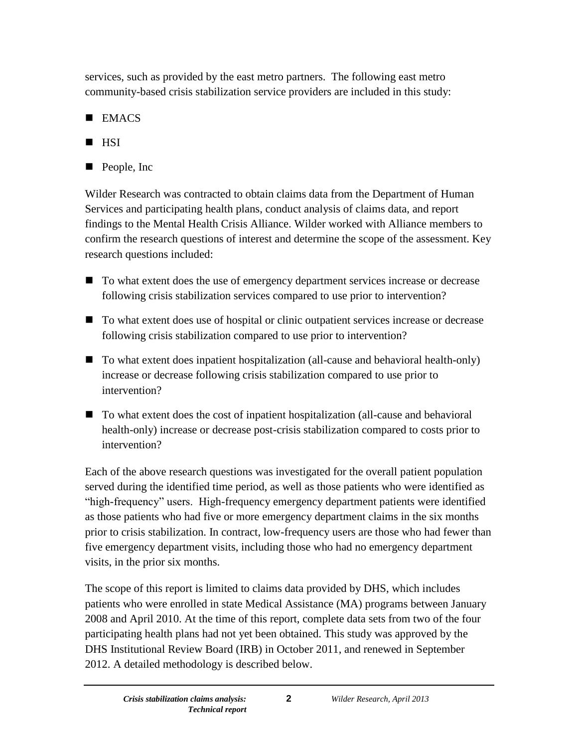services, such as provided by the east metro partners. The following east metro community-based crisis stabilization service providers are included in this study:

- EMACS
- HSI
- People, Inc

Wilder Research was contracted to obtain claims data from the Department of Human Services and participating health plans, conduct analysis of claims data, and report findings to the Mental Health Crisis Alliance. Wilder worked with Alliance members to confirm the research questions of interest and determine the scope of the assessment. Key research questions included:

- To what extent does the use of emergency department services increase or decrease following crisis stabilization services compared to use prior to intervention?
- To what extent does use of hospital or clinic outpatient services increase or decrease following crisis stabilization compared to use prior to intervention?
- To what extent does inpatient hospitalization (all-cause and behavioral health-only) increase or decrease following crisis stabilization compared to use prior to intervention?
- To what extent does the cost of inpatient hospitalization (all-cause and behavioral health-only) increase or decrease post-crisis stabilization compared to costs prior to intervention?

Each of the above research questions was investigated for the overall patient population served during the identified time period, as well as those patients who were identified as "high-frequency" users. High-frequency emergency department patients were identified as those patients who had five or more emergency department claims in the six months prior to crisis stabilization. In contract, low-frequency users are those who had fewer than five emergency department visits, including those who had no emergency department visits, in the prior six months.

The scope of this report is limited to claims data provided by DHS, which includes patients who were enrolled in state Medical Assistance (MA) programs between January 2008 and April 2010. At the time of this report, complete data sets from two of the four participating health plans had not yet been obtained. This study was approved by the DHS Institutional Review Board (IRB) in October 2011, and renewed in September 2012. A detailed methodology is described below.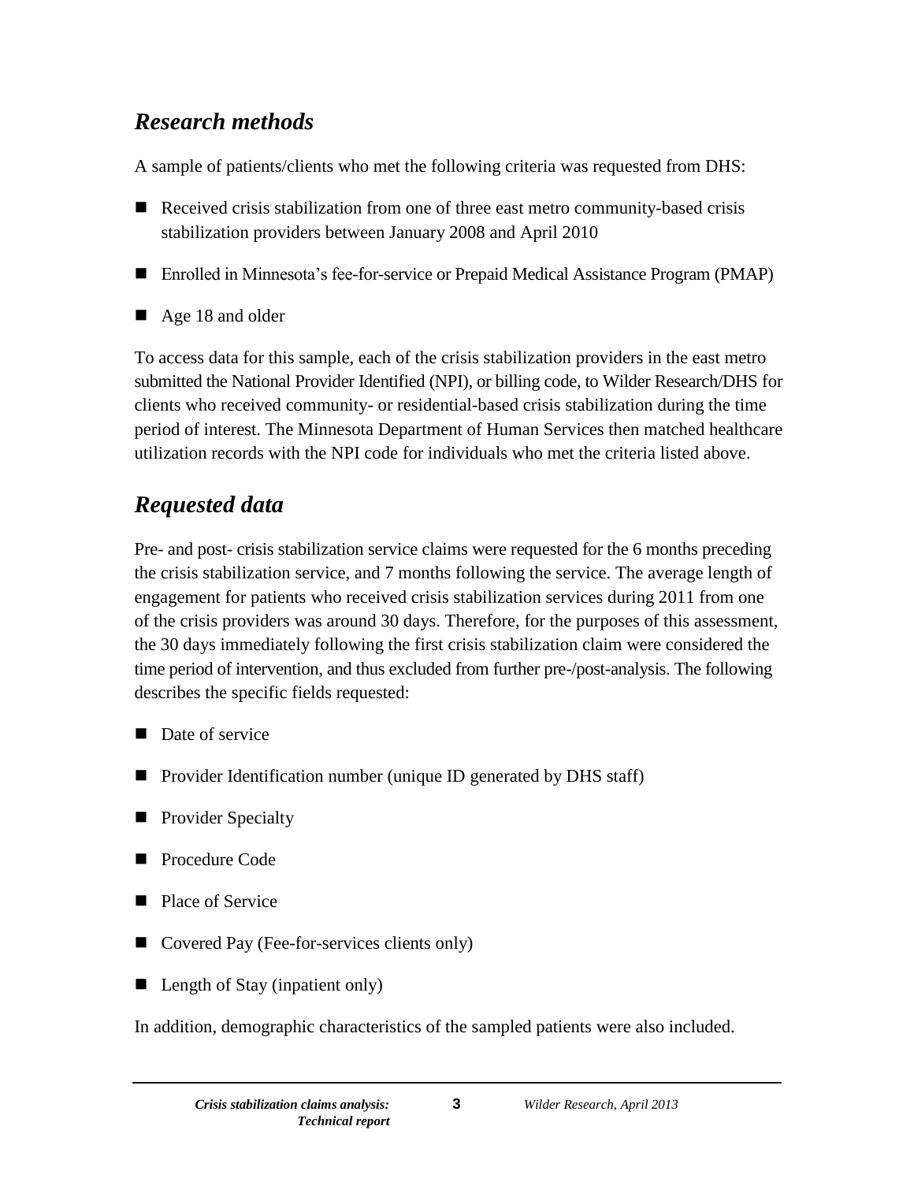## *Research methods*

A sample of patients/clients who met the following criteria was requested from DHS:

- Received crisis stabilization from one of three east metro community-based crisis stabilization providers between January 2008 and April 2010
- Enrolled in Minnesota's fee-for-service or Prepaid Medical Assistance Program (PMAP)
- Age 18 and older

To access data for this sample, each of the crisis stabilization providers in the east metro submitted the National Provider Identified (NPI), or billing code, to Wilder Research/DHS for clients who received community- or residential-based crisis stabilization during the time period of interest. The Minnesota Department of Human Services then matched healthcare utilization records with the NPI code for individuals who met the criteria listed above.

## *Requested data*

Pre- and post- crisis stabilization service claims were requested for the 6 months preceding the crisis stabilization service, and 7 months following the service. The average length of engagement for patients who received crisis stabilization services during 2011 from one of the crisis providers was around 30 days. Therefore, for the purposes of this assessment, the 30 days immediately following the first crisis stabilization claim were considered the time period of intervention, and thus excluded from further pre-/post-analysis. The following describes the specific fields requested:

- Date of service
- Provider Identification number (unique ID generated by DHS staff)
- Provider Specialty
- Procedure Code
- Place of Service
- Covered Pay (Fee-for-services clients only)
- Length of Stay (inpatient only)

In addition, demographic characteristics of the sampled patients were also included.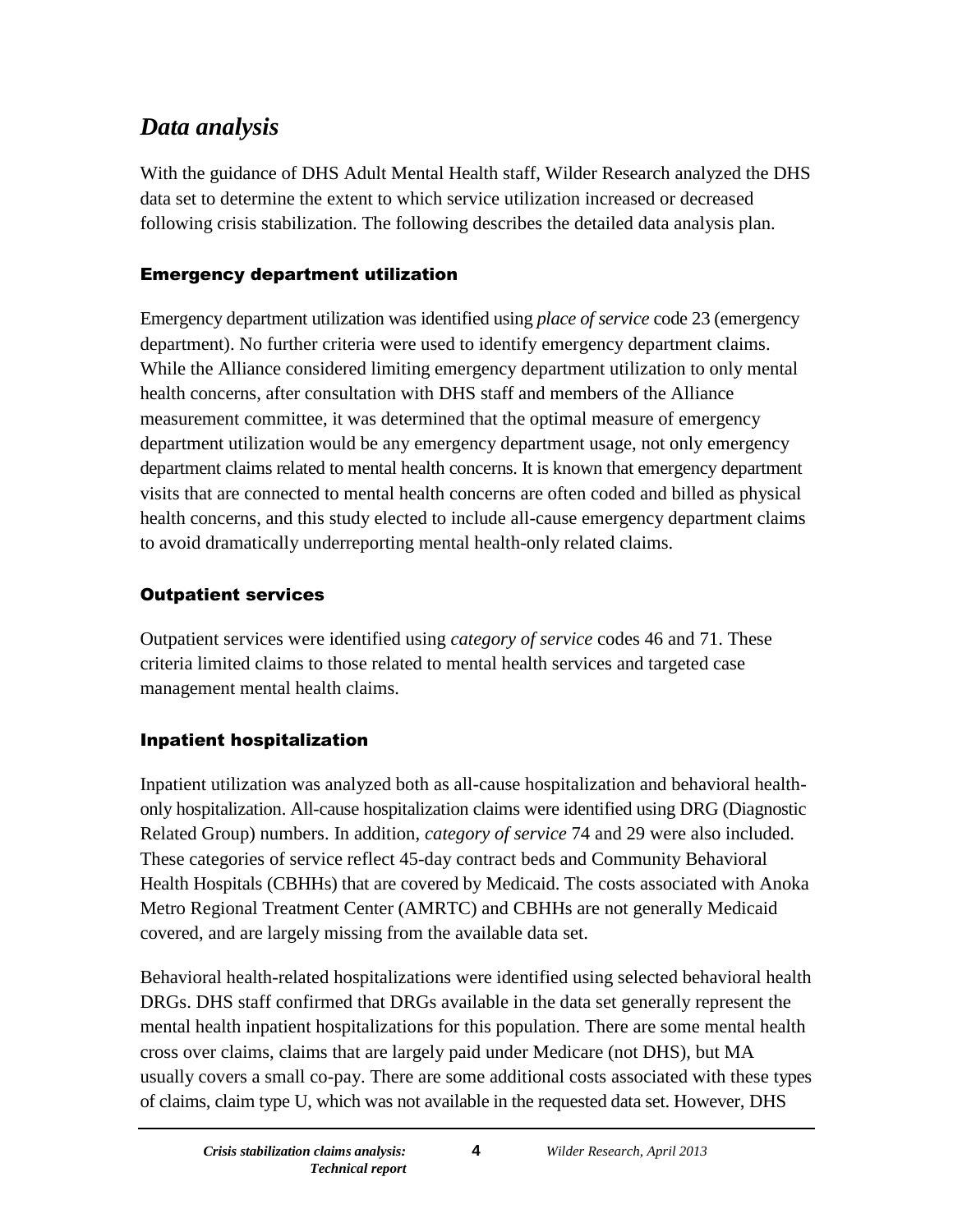## *Data analysis*

With the guidance of DHS Adult Mental Health staff, Wilder Research analyzed the DHS data set to determine the extent to which service utilization increased or decreased following crisis stabilization. The following describes the detailed data analysis plan.

### Emergency department utilization

Emergency department utilization was identified using *place of service* code 23 (emergency department). No further criteria were used to identify emergency department claims. While the Alliance considered limiting emergency department utilization to only mental health concerns, after consultation with DHS staff and members of the Alliance measurement committee, it was determined that the optimal measure of emergency department utilization would be any emergency department usage, not only emergency department claims related to mental health concerns. It is known that emergency department visits that are connected to mental health concerns are often coded and billed as physical health concerns, and this study elected to include all-cause emergency department claims to avoid dramatically underreporting mental health-only related claims.

### Outpatient services

Outpatient services were identified using *category of service* codes 46 and 71. These criteria limited claims to those related to mental health services and targeted case management mental health claims.

### Inpatient hospitalization

Inpatient utilization was analyzed both as all-cause hospitalization and behavioral health-only hospitalization. All-cause hospitalization claims were identified using DRG (Diagnostic Related Group) numbers. In addition, *category of service* 74 and 29 were also included. These categories of service reflect 45-day contract beds and Community Behavioral Health Hospitals (CBHHs) that are covered by Medicaid. The costs associated with Anoka Metro Regional Treatment Center (AMRTC) and CBHHs are not generally Medicaid covered, and are largely missing from the available data set.

Behavioral health-related hospitalizations were identified using selected behavioral health DRGs. DHS staff confirmed that DRGs available in the data set generally represent the mental health inpatient hospitalizations for this population. There are some mental health cross over claims, claims that are largely paid under Medicare (not DHS), but MA usually covers a small co-pay. There are some additional costs associated with these types of claims, claim type U, which was not available in the requested data set. However, DHS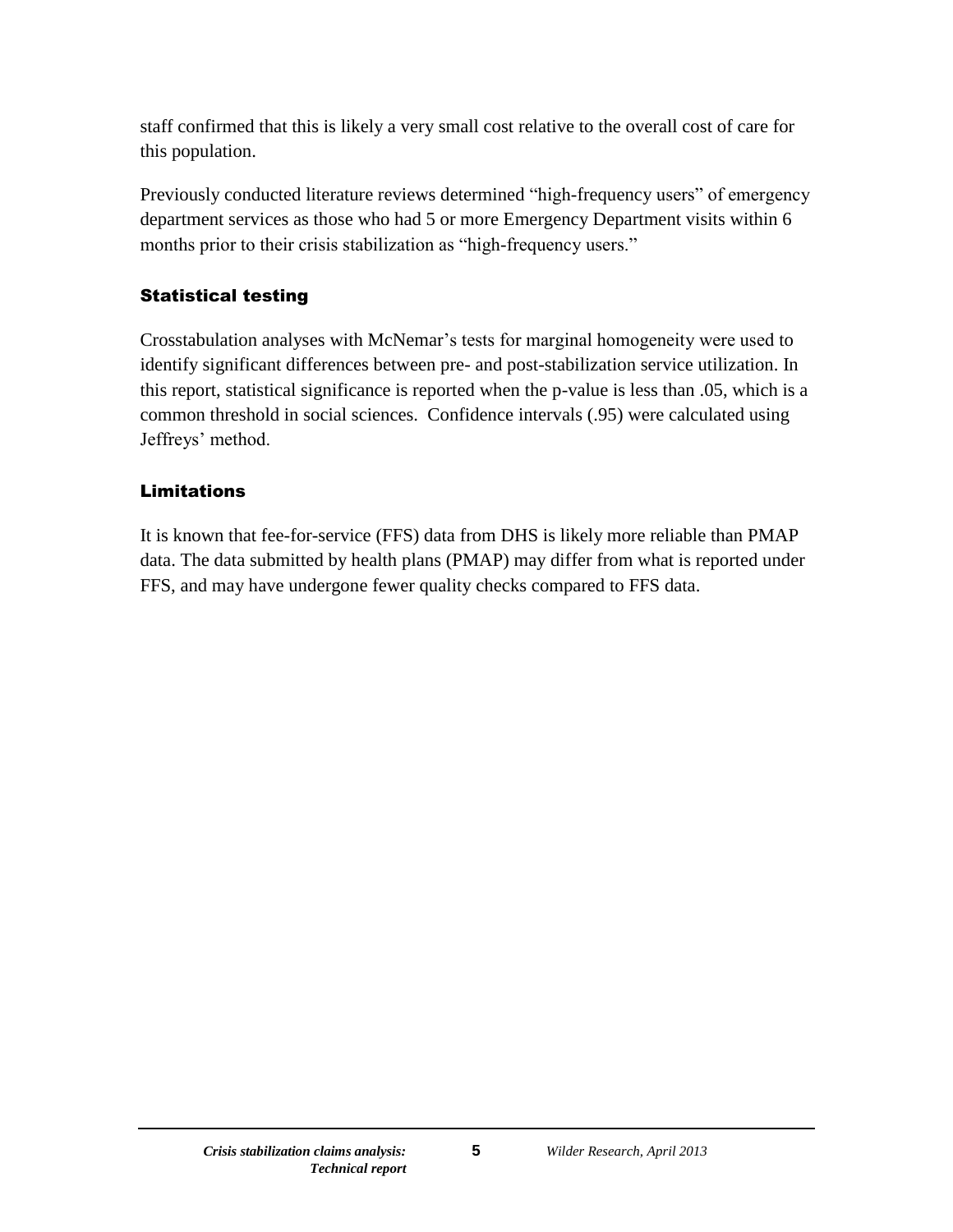staff confirmed that this is likely a very small cost relative to the overall cost of care for this population.

Previously conducted literature reviews determined "high-frequency users" of emergency department services as those who had 5 or more Emergency Department visits within 6 months prior to their crisis stabilization as "high-frequency users."

### Statistical testing

Crosstabulation analyses with McNemar's tests for marginal homogeneity were used to identify significant differences between pre- and post-stabilization service utilization. In this report, statistical significance is reported when the p-value is less than .05, which is a common threshold in social sciences. Confidence intervals (.95) were calculated using Jeffreys' method.

### Limitations

It is known that fee-for-service (FFS) data from DHS is likely more reliable than PMAP data. The data submitted by health plans (PMAP) may differ from what is reported under FFS, and may have undergone fewer quality checks compared to FFS data.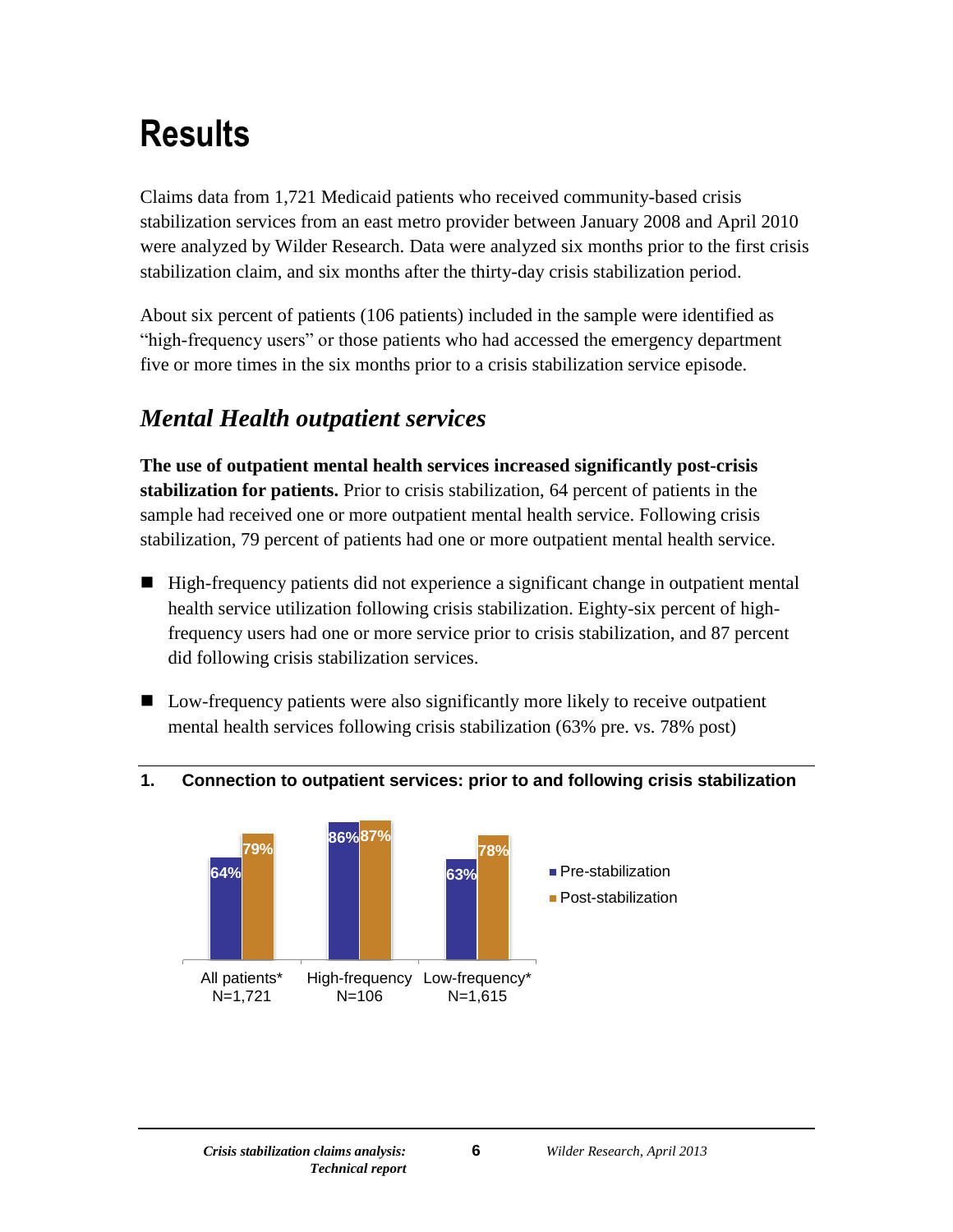# Results

Claims data from 1,721 Medicaid patients who received community-based crisis stabilization services from an east metro provider between January 2008 and April 2010 were analyzed by Wilder Research. Data were analyzed six months prior to the first crisis stabilization claim, and six months after the thirty-day crisis stabilization period.

About six percent of patients (106 patients) included in the sample were identified as "high-frequency users" or those patients who had accessed the emergency department five or more times in the six months prior to a crisis stabilization service episode.

## *Mental Health outpatient services*

**The use of outpatient mental health services increased significantly post-crisis stabilization for patients.** Prior to crisis stabilization, 64 percent of patients in the sample had received one or more outpatient mental health service. Following crisis stabilization, 79 percent of patients had one or more outpatient mental health service.

- High-frequency patients did not experience a significant change in outpatient mental health service utilization following crisis stabilization. Eighty-six percent of high-frequency users had one or more service prior to crisis stabilization, and 87 percent did following crisis stabilization services.
- Low-frequency patients were also significantly more likely to receive outpatient mental health services following crisis stabilization (63% pre. vs. 78% post)

**1. Connection to outpatient services: prior to and following crisis stabilization**

| | Pre-stabilization | Post-stabilization |
|---|---|---|
| All patients* N=1,721 | 64% | 79% |
| High-frequency N=106 | 86% | 87% |
| Low-frequency* N=1,615 | 63% | 78% |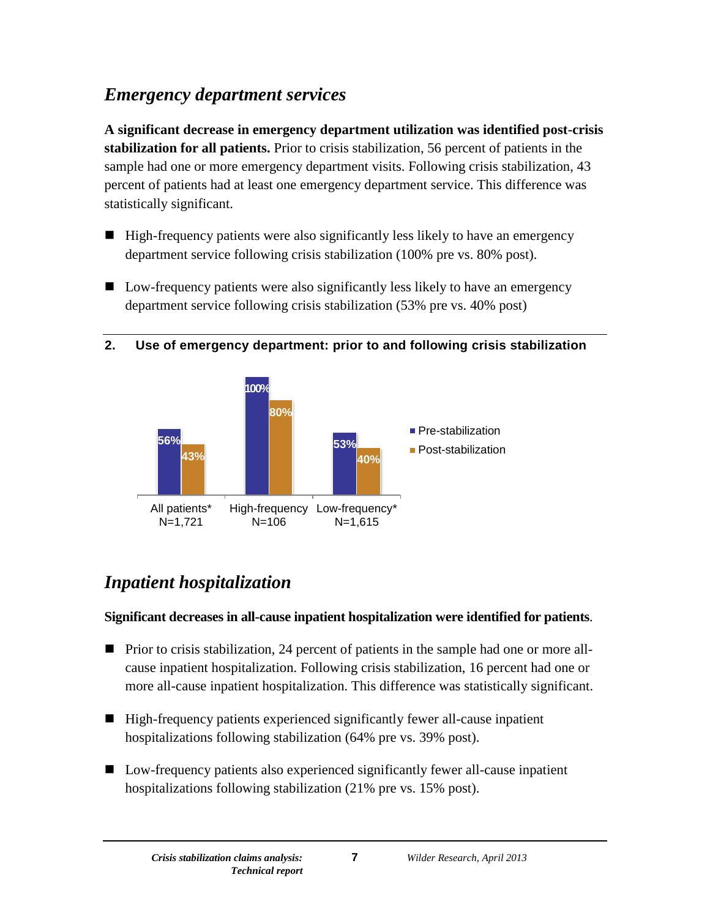## *Emergency department services*

**A significant decrease in emergency department utilization was identified post-crisis stabilization for all patients.** Prior to crisis stabilization, 56 percent of patients in the sample had one or more emergency department visits. Following crisis stabilization, 43 percent of patients had at least one emergency department service. This difference was statistically significant.

- High-frequency patients were also significantly less likely to have an emergency department service following crisis stabilization (100% pre vs. 80% post).
- Low-frequency patients were also significantly less likely to have an emergency department service following crisis stabilization (53% pre vs. 40% post)

**2. Use of emergency department: prior to and following crisis stabilization**

| | Pre-stabilization | Post-stabilization |
|---|---|---|
| All patients* N=1,721 | 56% | 43% |
| High-frequency N=106 | 100% | 80% |
| Low-frequency* N=1,615 | 53% | 40% |

## *Inpatient hospitalization*

**Significant decreases in all-cause inpatient hospitalization were identified for patients**.

- Prior to crisis stabilization, 24 percent of patients in the sample had one or more all-cause inpatient hospitalization. Following crisis stabilization, 16 percent had one or more all-cause inpatient hospitalization. This difference was statistically significant.
- High-frequency patients experienced significantly fewer all-cause inpatient hospitalizations following stabilization (64% pre vs. 39% post).
- Low-frequency patients also experienced significantly fewer all-cause inpatient hospitalizations following stabilization (21% pre vs. 15% post).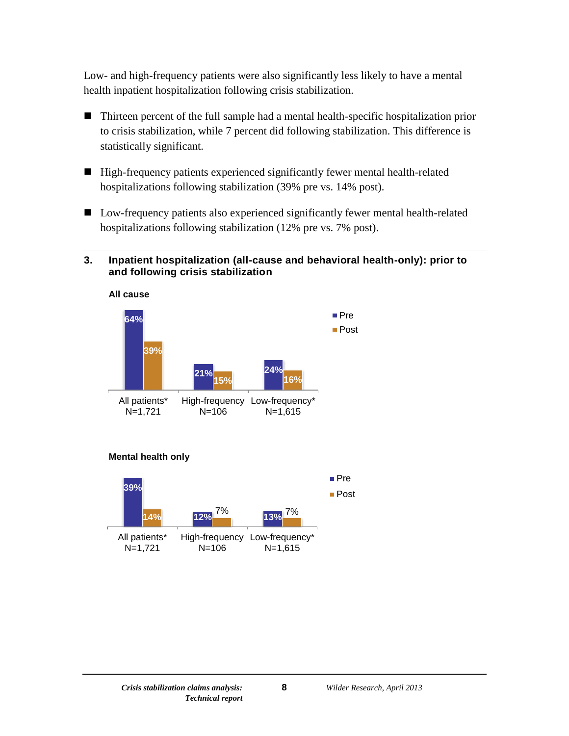Low- and high-frequency patients were also significantly less likely to have a mental health inpatient hospitalization following crisis stabilization.

- Thirteen percent of the full sample had a mental health-specific hospitalization prior to crisis stabilization, while 7 percent did following stabilization. This difference is statistically significant.
- High-frequency patients experienced significantly fewer mental health-related hospitalizations following stabilization (39% pre vs. 14% post).
- Low-frequency patients also experienced significantly fewer mental health-related hospitalizations following stabilization (12% pre vs. 7% post).

### 3. Inpatient hospitalization (all-cause and behavioral health-only): prior to and following crisis stabilization

**All cause**

| | Pre | Post |
|---|---|---|
| All patients* N=1,721 | 64% | 39% |
| High-frequency N=106 | 21% | 15% |
| Low-frequency* N=1,615 | 24% | 16% |

**Mental health only**

| | Pre | Post |
|---|---|---|
| All patients* N=1,721 | 39% | 14% |
| High-frequency N=106 | 12% | 7% |
| Low-frequency* N=1,615 | 13% | 7% |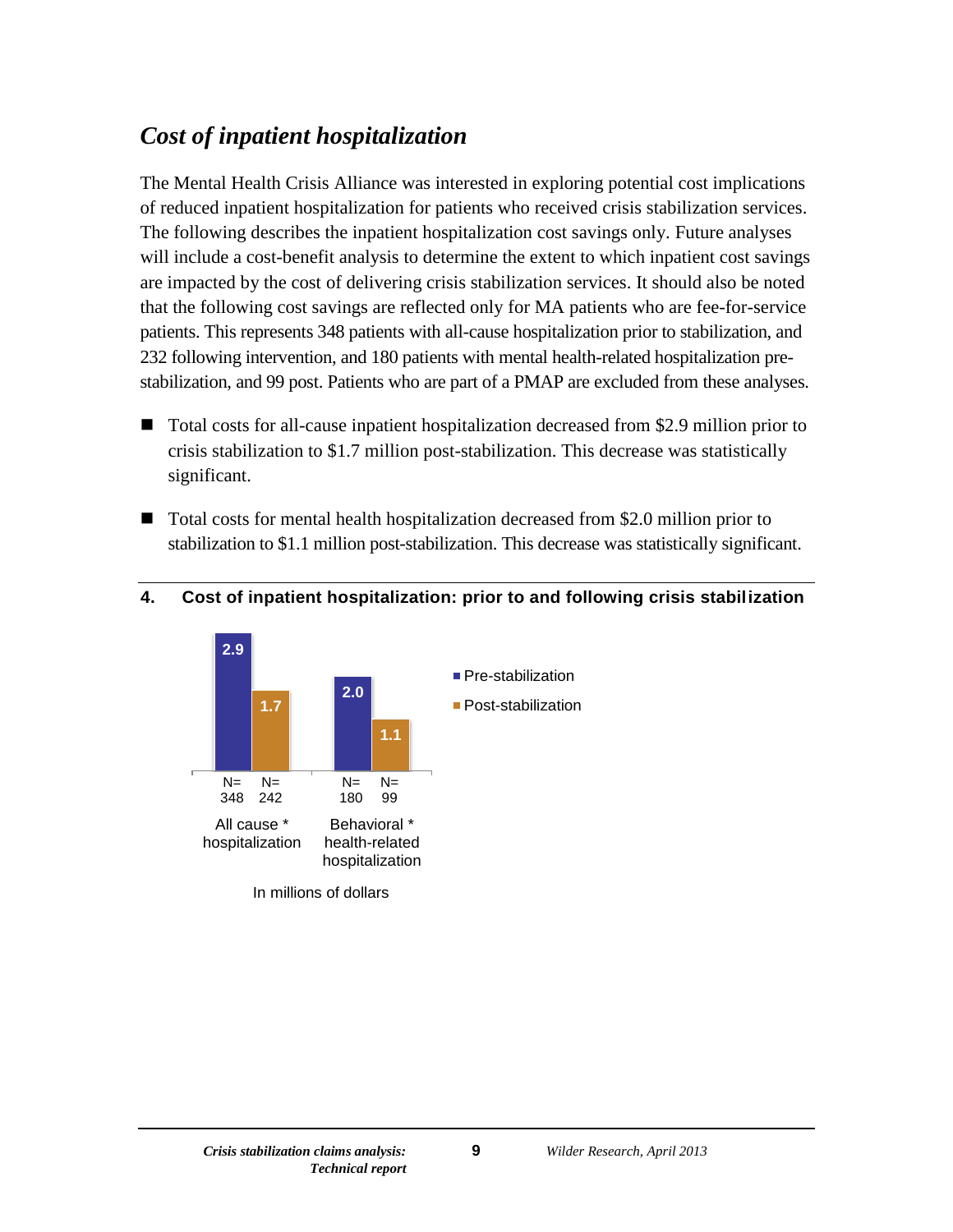## *Cost of inpatient hospitalization*

The Mental Health Crisis Alliance was interested in exploring potential cost implications of reduced inpatient hospitalization for patients who received crisis stabilization services. The following describes the inpatient hospitalization cost savings only. Future analyses will include a cost-benefit analysis to determine the extent to which inpatient cost savings are impacted by the cost of delivering crisis stabilization services. It should also be noted that the following cost savings are reflected only for MA patients who are fee-for-service patients. This represents 348 patients with all-cause hospitalization prior to stabilization, and 232 following intervention, and 180 patients with mental health-related hospitalization pre-stabilization, and 99 post. Patients who are part of a PMAP are excluded from these analyses.

- Total costs for all-cause inpatient hospitalization decreased from $2.9 million prior to crisis stabilization to $1.7 million post-stabilization. This decrease was statistically significant.

- Total costs for mental health hospitalization decreased from $2.0 million prior to stabilization to $1.1 million post-stabilization. This decrease was statistically significant.

**4. Cost of inpatient hospitalization: prior to and following crisis stabilization**

| | Pre-stabilization | Post-stabilization |
|---|---|---|
| All cause * hospitalization | 2.9 (N= 348) | 1.7 (N= 242) |
| Behavioral * health-related hospitalization | 2.0 (N= 180) | 1.1 (N= 99) |

In millions of dollars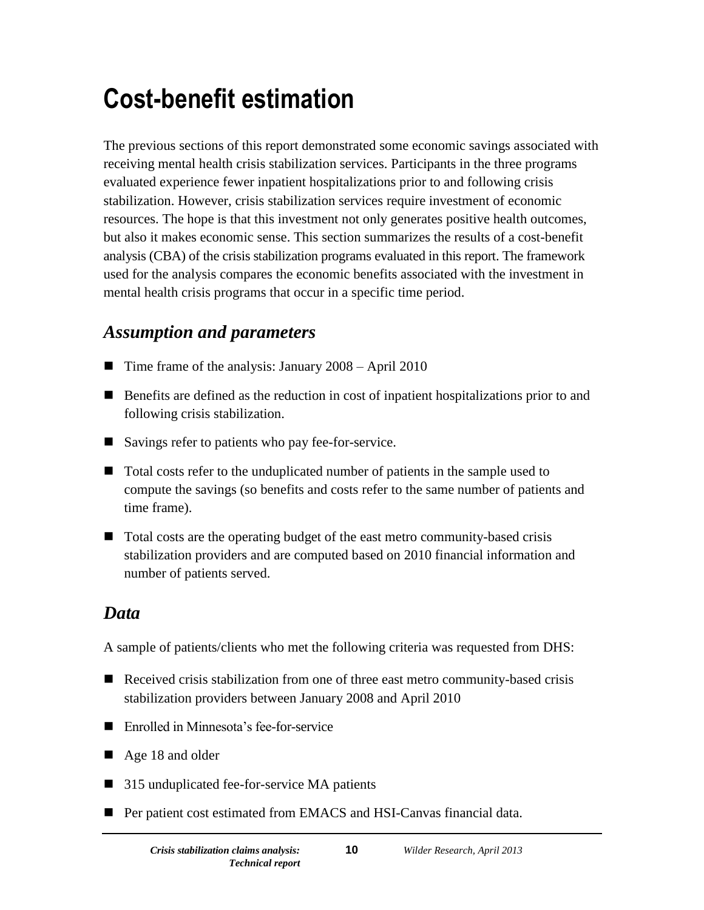# Cost-benefit estimation

The previous sections of this report demonstrated some economic savings associated with receiving mental health crisis stabilization services. Participants in the three programs evaluated experience fewer inpatient hospitalizations prior to and following crisis stabilization. However, crisis stabilization services require investment of economic resources. The hope is that this investment not only generates positive health outcomes, but also it makes economic sense. This section summarizes the results of a cost-benefit analysis (CBA) of the crisis stabilization programs evaluated in this report. The framework used for the analysis compares the economic benefits associated with the investment in mental health crisis programs that occur in a specific time period.

## *Assumption and parameters*

- Time frame of the analysis: January 2008 – April 2010
- Benefits are defined as the reduction in cost of inpatient hospitalizations prior to and following crisis stabilization.
- Savings refer to patients who pay fee-for-service.
- Total costs refer to the unduplicated number of patients in the sample used to compute the savings (so benefits and costs refer to the same number of patients and time frame).
- Total costs are the operating budget of the east metro community-based crisis stabilization providers and are computed based on 2010 financial information and number of patients served.

## *Data*

A sample of patients/clients who met the following criteria was requested from DHS:

- Received crisis stabilization from one of three east metro community-based crisis stabilization providers between January 2008 and April 2010
- Enrolled in Minnesota's fee-for-service
- Age 18 and older
- 315 unduplicated fee-for-service MA patients
- Per patient cost estimated from EMACS and HSI-Canvas financial data.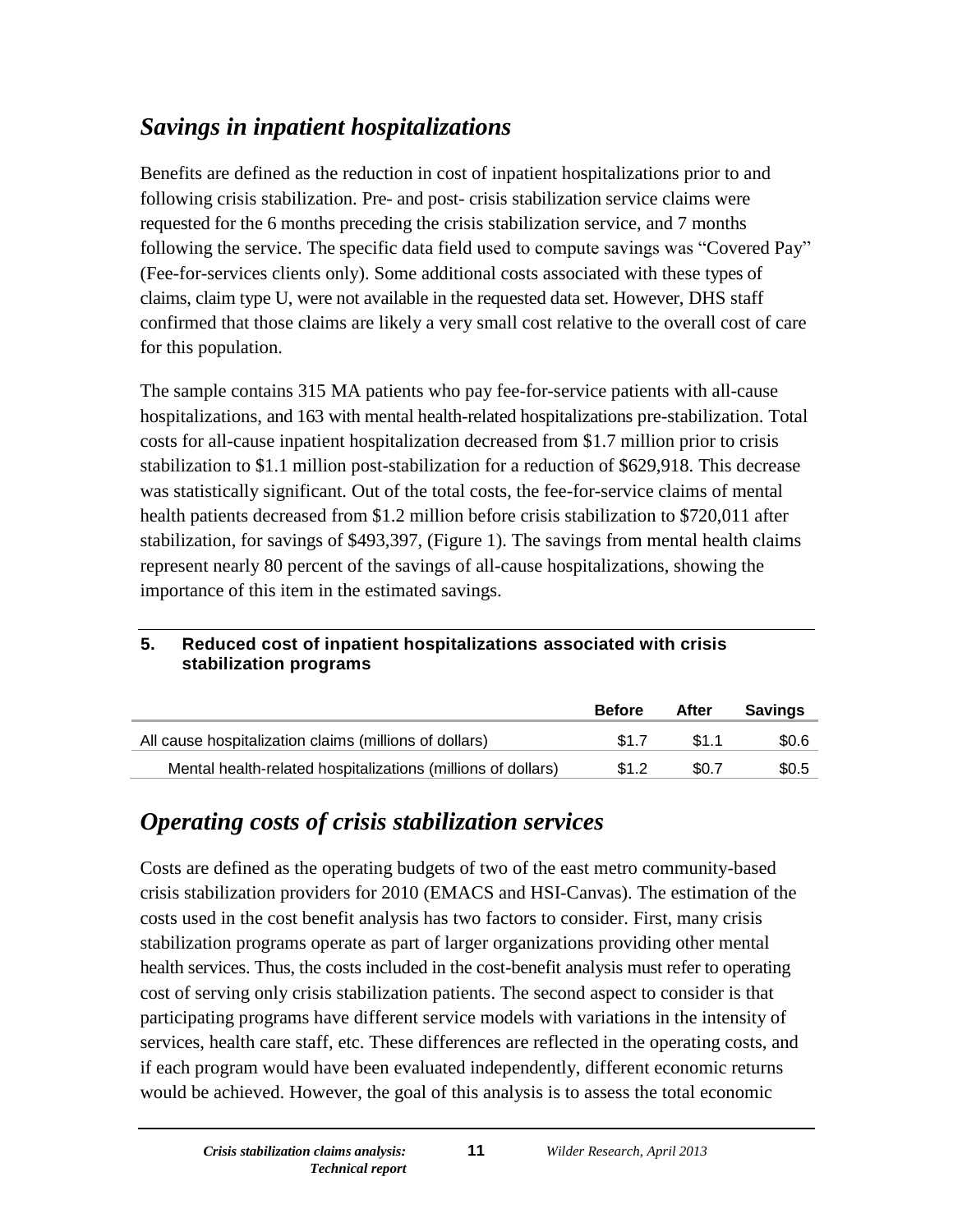## *Savings in inpatient hospitalizations*

Benefits are defined as the reduction in cost of inpatient hospitalizations prior to and following crisis stabilization. Pre- and post- crisis stabilization service claims were requested for the 6 months preceding the crisis stabilization service, and 7 months following the service. The specific data field used to compute savings was "Covered Pay" (Fee-for-services clients only). Some additional costs associated with these types of claims, claim type U, were not available in the requested data set. However, DHS staff confirmed that those claims are likely a very small cost relative to the overall cost of care for this population.

The sample contains 315 MA patients who pay fee-for-service patients with all-cause hospitalizations, and 163 with mental health-related hospitalizations pre-stabilization. Total costs for all-cause inpatient hospitalization decreased from $1.7 million prior to crisis stabilization to $1.1 million post-stabilization for a reduction of $629,918. This decrease was statistically significant. Out of the total costs, the fee-for-service claims of mental health patients decreased from $1.2 million before crisis stabilization to $720,011 after stabilization, for savings of $493,397, (Figure 1). The savings from mental health claims represent nearly 80 percent of the savings of all-cause hospitalizations, showing the importance of this item in the estimated savings.

**5. Reduced cost of inpatient hospitalizations associated with crisis stabilization programs**

| | Before | After | Savings |
|---|---|---|---|
| All cause hospitalization claims (millions of dollars) | $1.7 | $1.1 | $0.6 |
| Mental health-related hospitalizations (millions of dollars) | $1.2 | $0.7 | $0.5 |

## *Operating costs of crisis stabilization services*

Costs are defined as the operating budgets of two of the east metro community-based crisis stabilization providers for 2010 (EMACS and HSI-Canvas). The estimation of the costs used in the cost benefit analysis has two factors to consider. First, many crisis stabilization programs operate as part of larger organizations providing other mental health services. Thus, the costs included in the cost-benefit analysis must refer to operating cost of serving only crisis stabilization patients. The second aspect to consider is that participating programs have different service models with variations in the intensity of services, health care staff, etc. These differences are reflected in the operating costs, and if each program would have been evaluated independently, different economic returns would be achieved. However, the goal of this analysis is to assess the total economic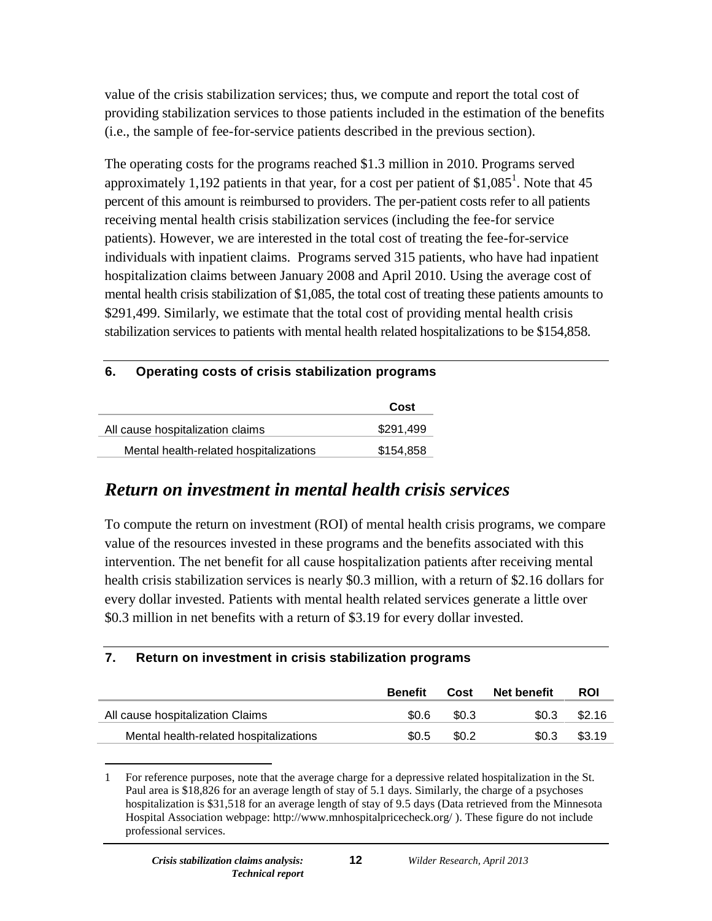value of the crisis stabilization services; thus, we compute and report the total cost of providing stabilization services to those patients included in the estimation of the benefits (i.e., the sample of fee-for-service patients described in the previous section).

The operating costs for the programs reached $1.3 million in 2010. Programs served approximately 1,192 patients in that year, for a cost per patient of $1,085[1]. Note that 45 percent of this amount is reimbursed to providers. The per-patient costs refer to all patients receiving mental health crisis stabilization services (including the fee-for service patients). However, we are interested in the total cost of treating the fee-for-service individuals with inpatient claims. Programs served 315 patients, who have had inpatient hospitalization claims between January 2008 and April 2010. Using the average cost of mental health crisis stabilization of $1,085, the total cost of treating these patients amounts to $291,499. Similarly, we estimate that the total cost of providing mental health crisis stabilization services to patients with mental health related hospitalizations to be $154,858.

**6. Operating costs of crisis stabilization programs**

| | Cost |
|---|---|
| All cause hospitalization claims | $291,499 |
| Mental health-related hospitalizations | $154,858 |

## *Return on investment in mental health crisis services*

To compute the return on investment (ROI) of mental health crisis programs, we compare value of the resources invested in these programs and the benefits associated with this intervention. The net benefit for all cause hospitalization patients after receiving mental health crisis stabilization services is nearly $0.3 million, with a return of $2.16 dollars for every dollar invested. Patients with mental health related services generate a little over $0.3 million in net benefits with a return of $3.19 for every dollar invested.

**7. Return on investment in crisis stabilization programs**

| | Benefit | Cost | Net benefit | ROI |
|---|---|---|---|---|
| All cause hospitalization Claims | $0.6 | $0.3 | $0.3 | $2.16 |
| Mental health-related hospitalizations | $0.5 | $0.2 | $0.3 | $3.19 |

1 For reference purposes, note that the average charge for a depressive related hospitalization in the St. Paul area is $18,826 for an average length of stay of 5.1 days. Similarly, the charge of a psychoses hospitalization is $31,518 for an average length of stay of 9.5 days (Data retrieved from the Minnesota Hospital Association webpage: http://www.mnhospitalpricecheck.org/ ). These figure do not include professional services.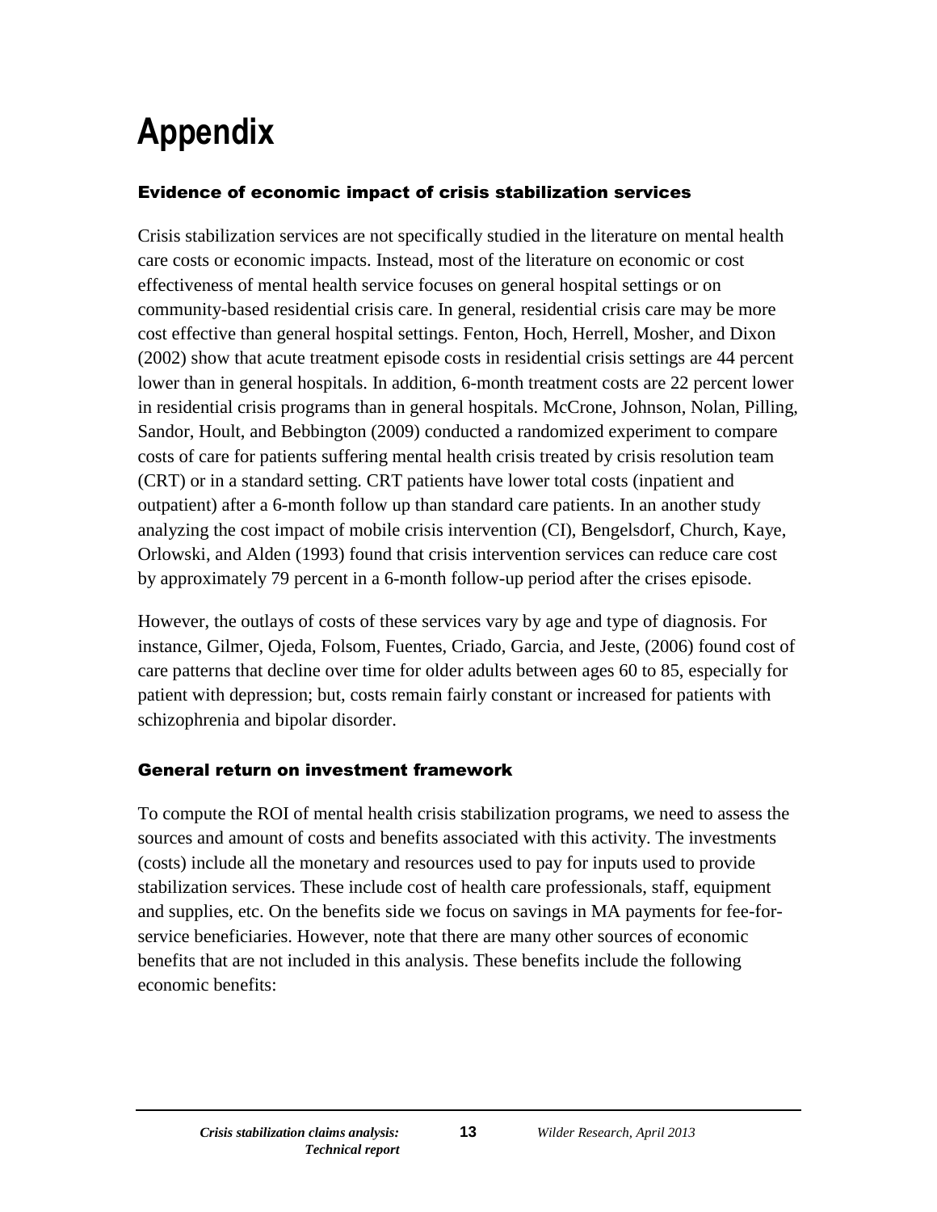# Appendix

## Evidence of economic impact of crisis stabilization services

Crisis stabilization services are not specifically studied in the literature on mental health care costs or economic impacts. Instead, most of the literature on economic or cost effectiveness of mental health service focuses on general hospital settings or on community-based residential crisis care. In general, residential crisis care may be more cost effective than general hospital settings. Fenton, Hoch, Herrell, Mosher, and Dixon (2002) show that acute treatment episode costs in residential crisis settings are 44 percent lower than in general hospitals. In addition, 6-month treatment costs are 22 percent lower in residential crisis programs than in general hospitals. McCrone, Johnson, Nolan, Pilling, Sandor, Hoult, and Bebbington (2009) conducted a randomized experiment to compare costs of care for patients suffering mental health crisis treated by crisis resolution team (CRT) or in a standard setting. CRT patients have lower total costs (inpatient and outpatient) after a 6-month follow up than standard care patients. In an another study analyzing the cost impact of mobile crisis intervention (CI), Bengelsdorf, Church, Kaye, Orlowski, and Alden (1993) found that crisis intervention services can reduce care cost by approximately 79 percent in a 6-month follow-up period after the crises episode.

However, the outlays of costs of these services vary by age and type of diagnosis. For instance, Gilmer, Ojeda, Folsom, Fuentes, Criado, Garcia, and Jeste, (2006) found cost of care patterns that decline over time for older adults between ages 60 to 85, especially for patient with depression; but, costs remain fairly constant or increased for patients with schizophrenia and bipolar disorder.

## General return on investment framework

To compute the ROI of mental health crisis stabilization programs, we need to assess the sources and amount of costs and benefits associated with this activity. The investments (costs) include all the monetary and resources used to pay for inputs used to provide stabilization services. These include cost of health care professionals, staff, equipment and supplies, etc. On the benefits side we focus on savings in MA payments for fee-for-service beneficiaries. However, note that there are many other sources of economic benefits that are not included in this analysis. These benefits include the following economic benefits: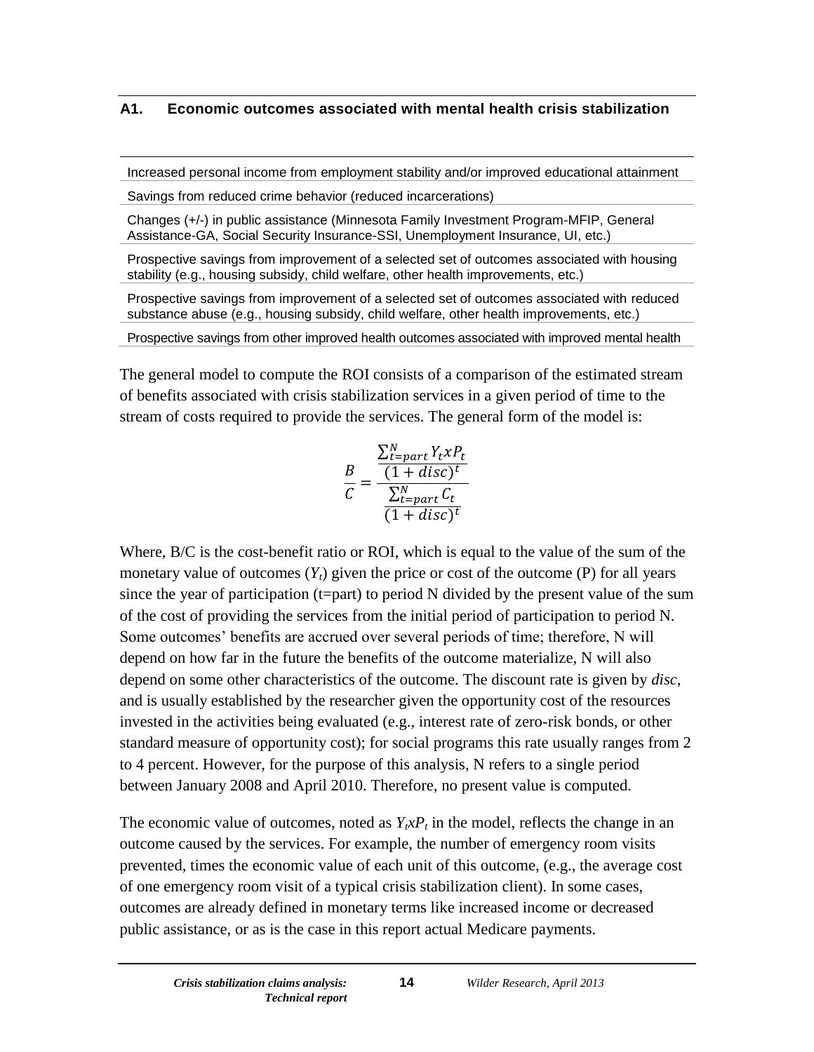### A1. Economic outcomes associated with mental health crisis stabilization

| |
|---|
| Increased personal income from employment stability and/or improved educational attainment |
| Savings from reduced crime behavior (reduced incarcerations) |
| Changes (+/-) in public assistance (Minnesota Family Investment Program-MFIP, General Assistance-GA, Social Security Insurance-SSI, Unemployment Insurance, UI, etc.) |
| Prospective savings from improvement of a selected set of outcomes associated with housing stability (e.g., housing subsidy, child welfare, other health improvements, etc.) |
| Prospective savings from improvement of a selected set of outcomes associated with reduced substance abuse (e.g., housing subsidy, child welfare, other health improvements, etc.) |
| Prospective savings from other improved health outcomes associated with improved mental health |

The general model to compute the ROI consists of a comparison of the estimated stream of benefits associated with crisis stabilization services in a given period of time to the stream of costs required to provide the services. The general form of the model is:

$$\frac{B}{C} = \frac{\frac{\sum_{t=part}^{N} Y_t x P_t}{(1+disc)^t}}{\frac{\sum_{t=part}^{N} C_t}{(1+disc)^t}}$$

Where, B/C is the cost-benefit ratio or ROI, which is equal to the value of the sum of the monetary value of outcomes ($Y_t$) given the price or cost of the outcome (P) for all years since the year of participation (t=part) to period N divided by the present value of the sum of the cost of providing the services from the initial period of participation to period N. Some outcomes' benefits are accrued over several periods of time; therefore, N will depend on how far in the future the benefits of the outcome materialize, N will also depend on some other characteristics of the outcome. The discount rate is given by *disc*, and is usually established by the researcher given the opportunity cost of the resources invested in the activities being evaluated (e.g., interest rate of zero-risk bonds, or other standard measure of opportunity cost); for social programs this rate usually ranges from 2 to 4 percent. However, for the purpose of this analysis, N refers to a single period between January 2008 and April 2010. Therefore, no present value is computed.

The economic value of outcomes, noted as $Y_t x P_t$ in the model, reflects the change in an outcome caused by the services. For example, the number of emergency room visits prevented, times the economic value of each unit of this outcome, (e.g., the average cost of one emergency room visit of a typical crisis stabilization client). In some cases, outcomes are already defined in monetary terms like increased income or decreased public assistance, or as is the case in this report actual Medicare payments.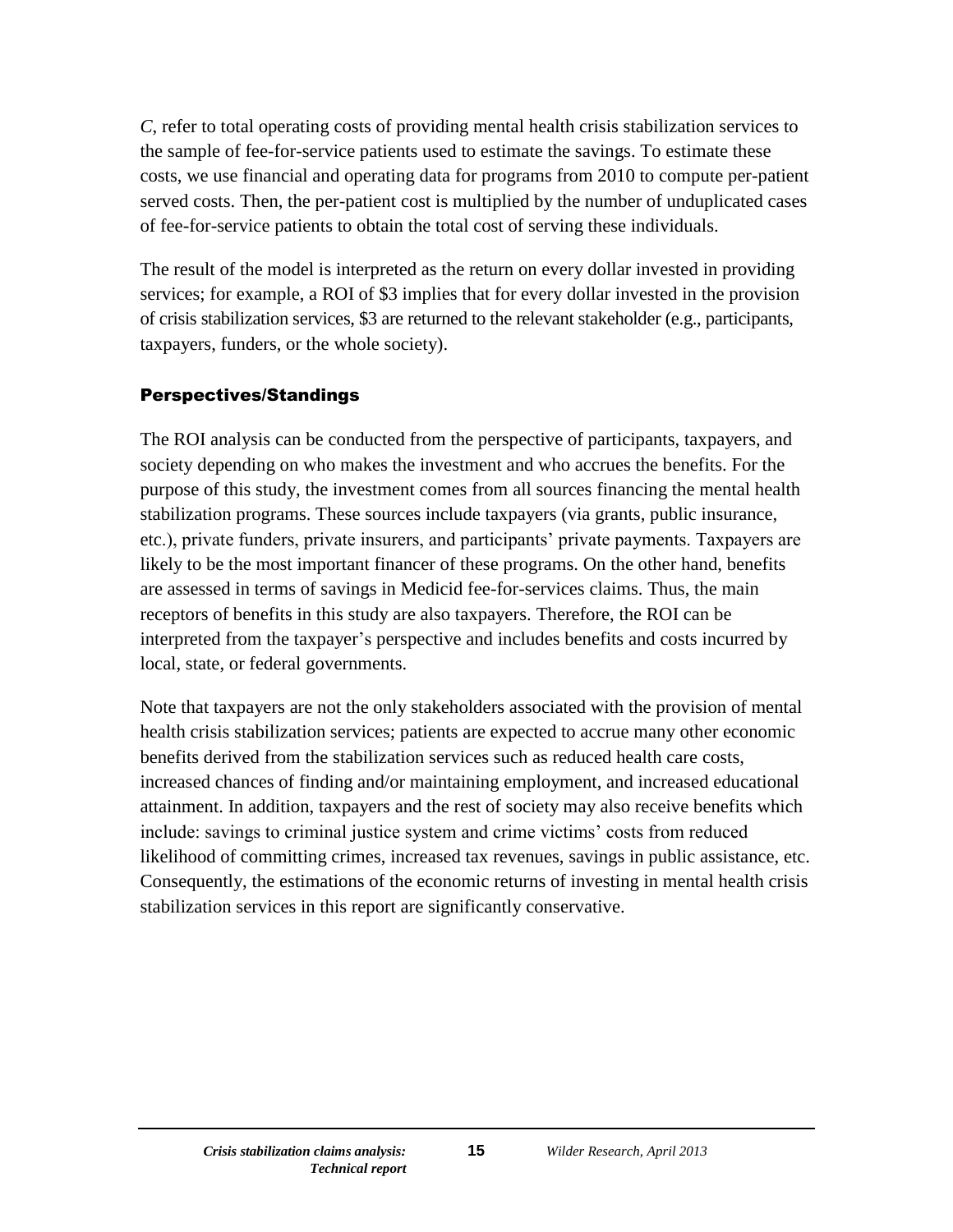*C*, refer to total operating costs of providing mental health crisis stabilization services to the sample of fee-for-service patients used to estimate the savings. To estimate these costs, we use financial and operating data for programs from 2010 to compute per-patient served costs. Then, the per-patient cost is multiplied by the number of unduplicated cases of fee-for-service patients to obtain the total cost of serving these individuals.

The result of the model is interpreted as the return on every dollar invested in providing services; for example, a ROI of $3 implies that for every dollar invested in the provision of crisis stabilization services, $3 are returned to the relevant stakeholder (e.g., participants, taxpayers, funders, or the whole society).

### Perspectives/Standings

The ROI analysis can be conducted from the perspective of participants, taxpayers, and society depending on who makes the investment and who accrues the benefits. For the purpose of this study, the investment comes from all sources financing the mental health stabilization programs. These sources include taxpayers (via grants, public insurance, etc.), private funders, private insurers, and participants' private payments. Taxpayers are likely to be the most important financer of these programs. On the other hand, benefits are assessed in terms of savings in Medicid fee-for-services claims. Thus, the main receptors of benefits in this study are also taxpayers. Therefore, the ROI can be interpreted from the taxpayer's perspective and includes benefits and costs incurred by local, state, or federal governments.

Note that taxpayers are not the only stakeholders associated with the provision of mental health crisis stabilization services; patients are expected to accrue many other economic benefits derived from the stabilization services such as reduced health care costs, increased chances of finding and/or maintaining employment, and increased educational attainment. In addition, taxpayers and the rest of society may also receive benefits which include: savings to criminal justice system and crime victims' costs from reduced likelihood of committing crimes, increased tax revenues, savings in public assistance, etc. Consequently, the estimations of the economic returns of investing in mental health crisis stabilization services in this report are significantly conservative.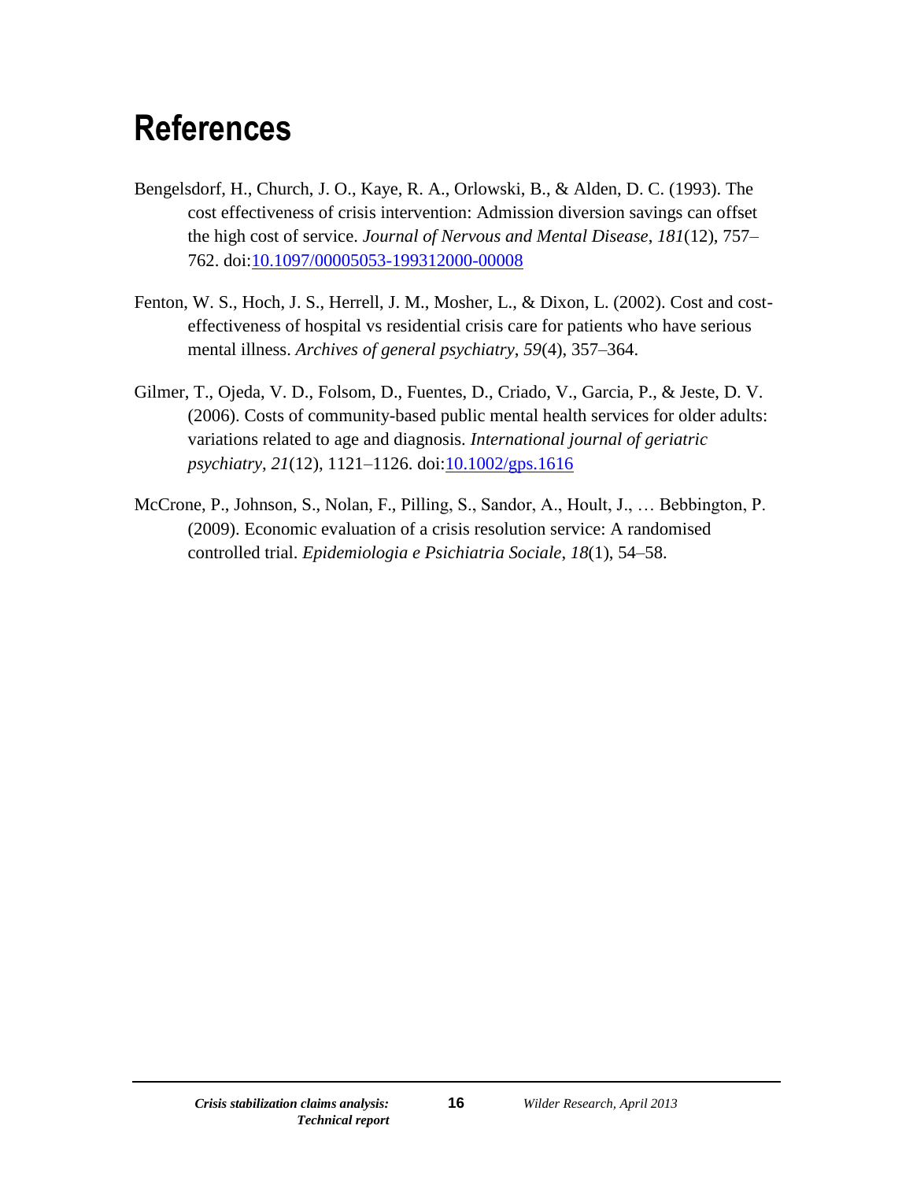# References

Bengelsdorf, H., Church, J. O., Kaye, R. A., Orlowski, B., & Alden, D. C. (1993). The cost effectiveness of crisis intervention: Admission diversion savings can offset the high cost of service. *Journal of Nervous and Mental Disease*, *181*(12), 757–762. doi:10.1097/00005053-199312000-00008

Fenton, W. S., Hoch, J. S., Herrell, J. M., Mosher, L., & Dixon, L. (2002). Cost and cost-effectiveness of hospital vs residential crisis care for patients who have serious mental illness. *Archives of general psychiatry*, *59*(4), 357–364.

Gilmer, T., Ojeda, V. D., Folsom, D., Fuentes, D., Criado, V., Garcia, P., & Jeste, D. V. (2006). Costs of community-based public mental health services for older adults: variations related to age and diagnosis. *International journal of geriatric psychiatry*, *21*(12), 1121–1126. doi:10.1002/gps.1616

McCrone, P., Johnson, S., Nolan, F., Pilling, S., Sandor, A., Hoult, J., … Bebbington, P. (2009). Economic evaluation of a crisis resolution service: A randomised controlled trial. *Epidemiologia e Psichiatria Sociale*, *18*(1), 54–58.